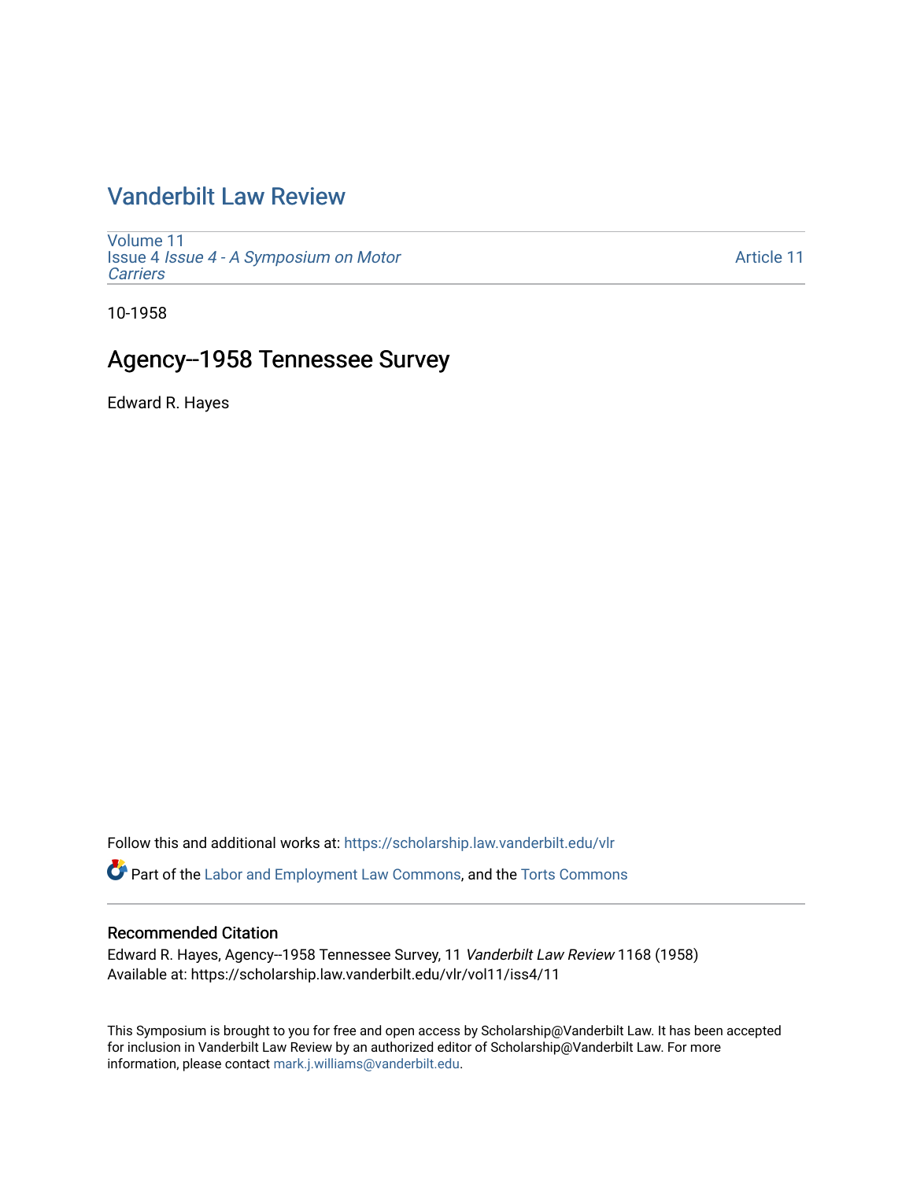# Vanderbilt Law Review

Volume 11
Issue 4 *Issue 4 - A Symposium on Motor Carriers*

Article 11

10-1958

## Agency--1958 Tennessee Survey

Edward R. Hayes

Follow this and additional works at: https://scholarship.law.vanderbilt.edu/vlr

Part of the Labor and Employment Law Commons, and the Torts Commons

### Recommended Citation

Edward R. Hayes, Agency--1958 Tennessee Survey, 11 *Vanderbilt Law Review* 1168 (1958)
Available at: https://scholarship.law.vanderbilt.edu/vlr/vol11/iss4/11

This Symposium is brought to you for free and open access by Scholarship@Vanderbilt Law. It has been accepted for inclusion in Vanderbilt Law Review by an authorized editor of Scholarship@Vanderbilt Law. For more information, please contact mark.j.williams@vanderbilt.edu.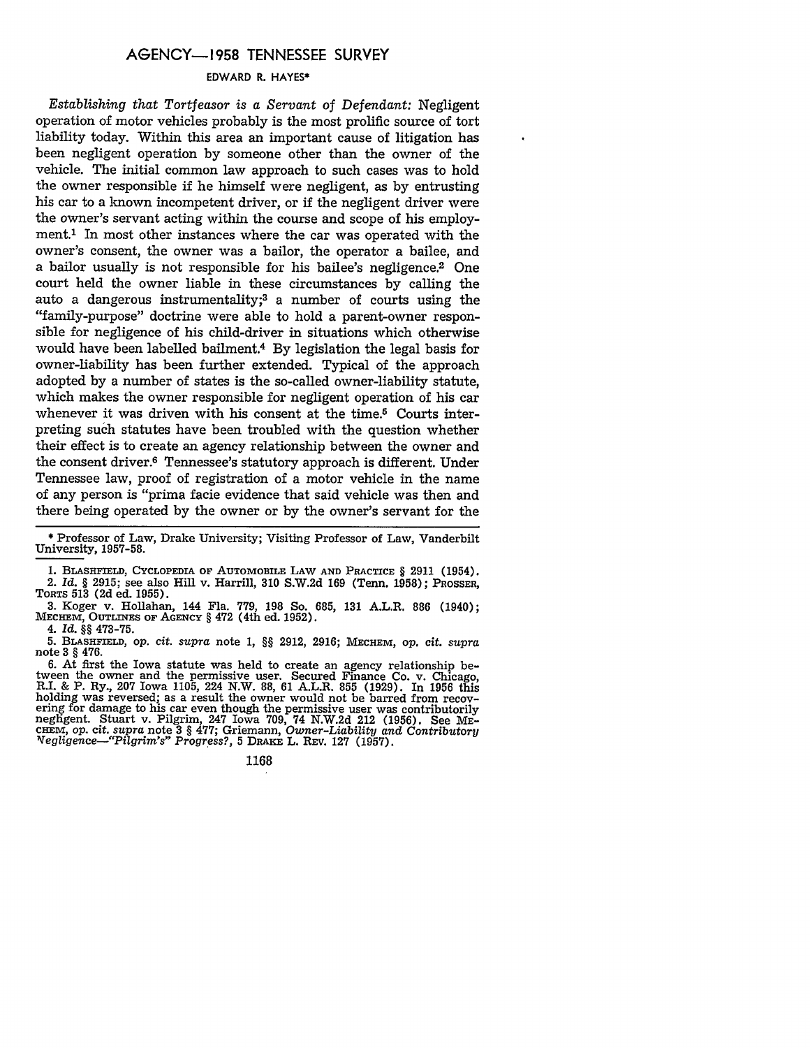# AGENCY—1958 TENNESSEE SURVEY

EDWARD R. HAYES*

*Establishing that Tortfeasor is a Servant of Defendant:* Negligent operation of motor vehicles probably is the most prolific source of tort liability today. Within this area an important cause of litigation has been negligent operation by someone other than the owner of the vehicle. The initial common law approach to such cases was to hold the owner responsible if he himself were negligent, as by entrusting his car to a known incompetent driver, or if the negligent driver were the owner's servant acting within the course and scope of his employment.[1] In most other instances where the car was operated with the owner's consent, the owner was a bailor, the operator a bailee, and a bailor usually is not responsible for his bailee's negligence.[2] One court held the owner liable in these circumstances by calling the auto a dangerous instrumentality;[3] a number of courts using the "family-purpose" doctrine were able to hold a parent-owner responsible for negligence of his child-driver in situations which otherwise would have been labelled bailment.[4] By legislation the legal basis for owner-liability has been further extended. Typical of the approach adopted by a number of states is the so-called owner-liability statute, which makes the owner responsible for negligent operation of his car whenever it was driven with his consent at the time.[5] Courts interpreting such statutes have been troubled with the question whether their effect is to create an agency relationship between the owner and the consent driver.[6] Tennessee's statutory approach is different. Under Tennessee law, proof of registration of a motor vehicle in the name of any person is "prima facie evidence that said vehicle was then and there being operated by the owner or by the owner's servant for the

---

\* Professor of Law, Drake University; Visiting Professor of Law, Vanderbilt University, 1957-58.

1. BLASHFIELD, CYCLOPEDIA OF AUTOMOBILE LAW AND PRACTICE § 2911 (1954).

2. *Id.* § 2915; see also Hill v. Harrill, 310 S.W.2d 169 (Tenn. 1958); PROSSER, TORTS 513 (2d ed. 1955).

3. Koger v. Hollahan, 144 Fla. 779, 198 So. 685, 131 A.L.R. 886 (1940); MECHEM, OUTLINES OF AGENCY § 472 (4th ed. 1952).

4. *Id.* §§ 473-75.

5. BLASHFIELD, *op. cit. supra* note 1, §§ 2912, 2916; MECHEM, *op. cit. supra* note 3 § 476.

6. At first the Iowa statute was held to create an agency relationship between the owner and the permissive user. Secured Finance Co. v. Chicago, R.I. & P. Ry., 207 Iowa 1105, 224 N.W. 88, 61 A.L.R. 855 (1929). In 1956 this holding was reversed; as a result the owner would not be barred from recovering for damage to his car even though the permissive user was contributorily negligent. Stuart v. Pilgrim, 247 Iowa 709, 74 N.W.2d 212 (1956). See MECHEM, *op. cit. supra* note 3 § 477; Griemann, *Owner-Liability and Contributory Negligence—"Pilgrim's" Progress?*, 5 DRAKE L. REV. 127 (1957).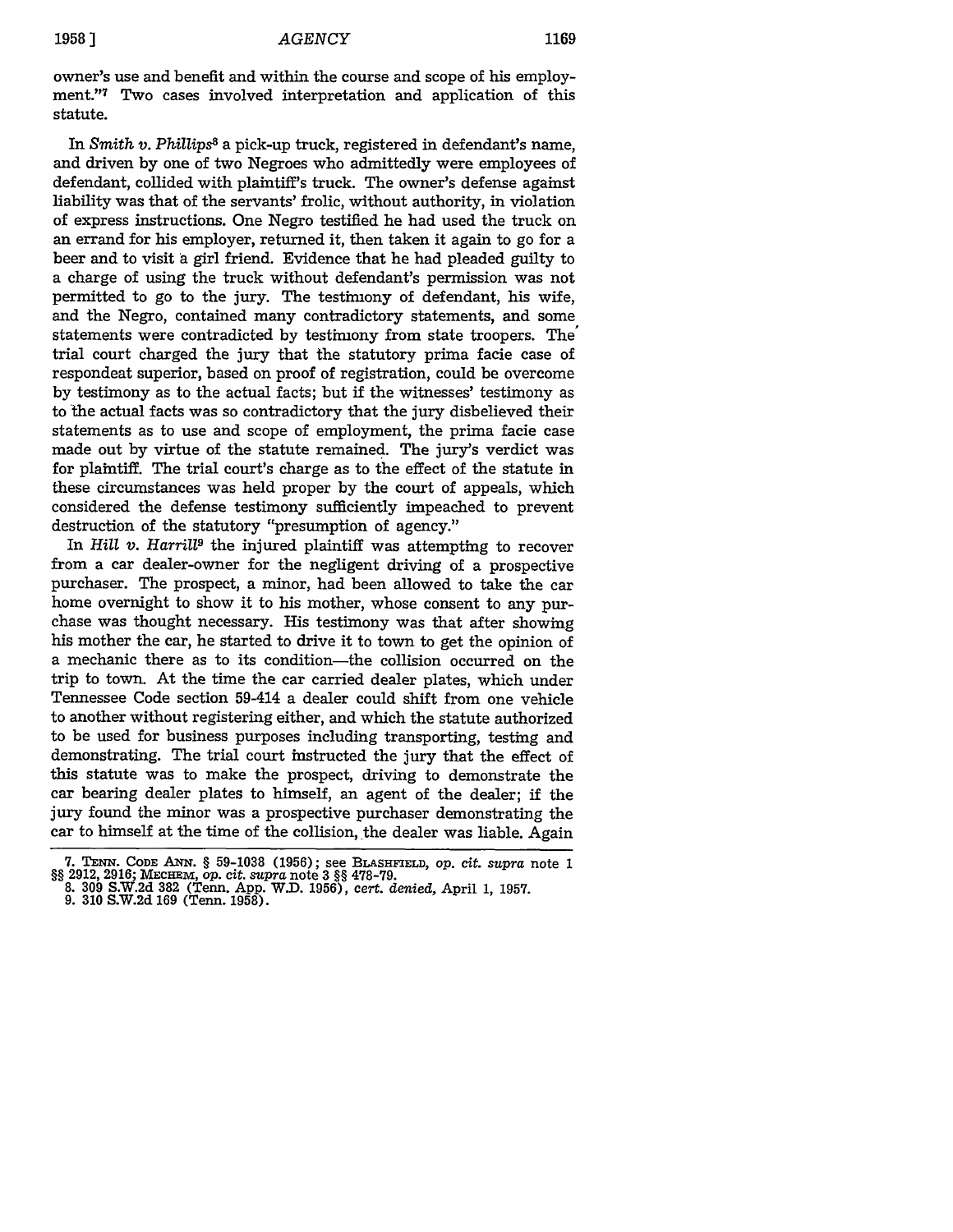owner's use and benefit and within the course and scope of his employment."[7] Two cases involved interpretation and application of this statute.

In *Smith v. Phillips*[8] a pick-up truck, registered in defendant's name, and driven by one of two Negroes who admittedly were employees of defendant, collided with plaintiff's truck. The owner's defense against liability was that of the servants' frolic, without authority, in violation of express instructions. One Negro testified he had used the truck on an errand for his employer, returned it, then taken it again to go for a beer and to visit a girl friend. Evidence that he had pleaded guilty to a charge of using the truck without defendant's permission was not permitted to go to the jury. The testimony of defendant, his wife, and the Negro, contained many contradictory statements, and some statements were contradicted by testimony from state troopers. The trial court charged the jury that the statutory prima facie case of respondeat superior, based on proof of registration, could be overcome by testimony as to the actual facts; but if the witnesses' testimony as to the actual facts was so contradictory that the jury disbelieved their statements as to use and scope of employment, the prima facie case made out by virtue of the statute remained. The jury's verdict was for plaintiff. The trial court's charge as to the effect of the statute in these circumstances was held proper by the court of appeals, which considered the defense testimony sufficiently impeached to prevent destruction of the statutory "presumption of agency."

In *Hill v. Harrill*[9] the injured plaintiff was attempting to recover from a car dealer-owner for the negligent driving of a prospective purchaser. The prospect, a minor, had been allowed to take the car home overnight to show it to his mother, whose consent to any purchase was thought necessary. His testimony was that after showing his mother the car, he started to drive it to town to get the opinion of a mechanic there as to its condition—the collision occurred on the trip to town. At the time the car carried dealer plates, which under Tennessee Code section 59-414 a dealer could shift from one vehicle to another without registering either, and which the statute authorized to be used for business purposes including transporting, testing and demonstrating. The trial court instructed the jury that the effect of this statute was to make the prospect, driving to demonstrate the car bearing dealer plates to himself, an agent of the dealer; if the jury found the minor was a prospective purchaser demonstrating the car to himself at the time of the collision, the dealer was liable. Again

---

7. TENN. CODE ANN. § 59-1038 (1956); see BLASHFIELD, *op. cit. supra* note 1 §§ 2912, 2916; MECHEM, *op. cit. supra* note 3 §§ 478-79.

8. 309 S.W.2d 382 (Tenn. App. W.D. 1956), *cert. denied*, April 1, 1957.

9. 310 S.W.2d 169 (Tenn. 1958).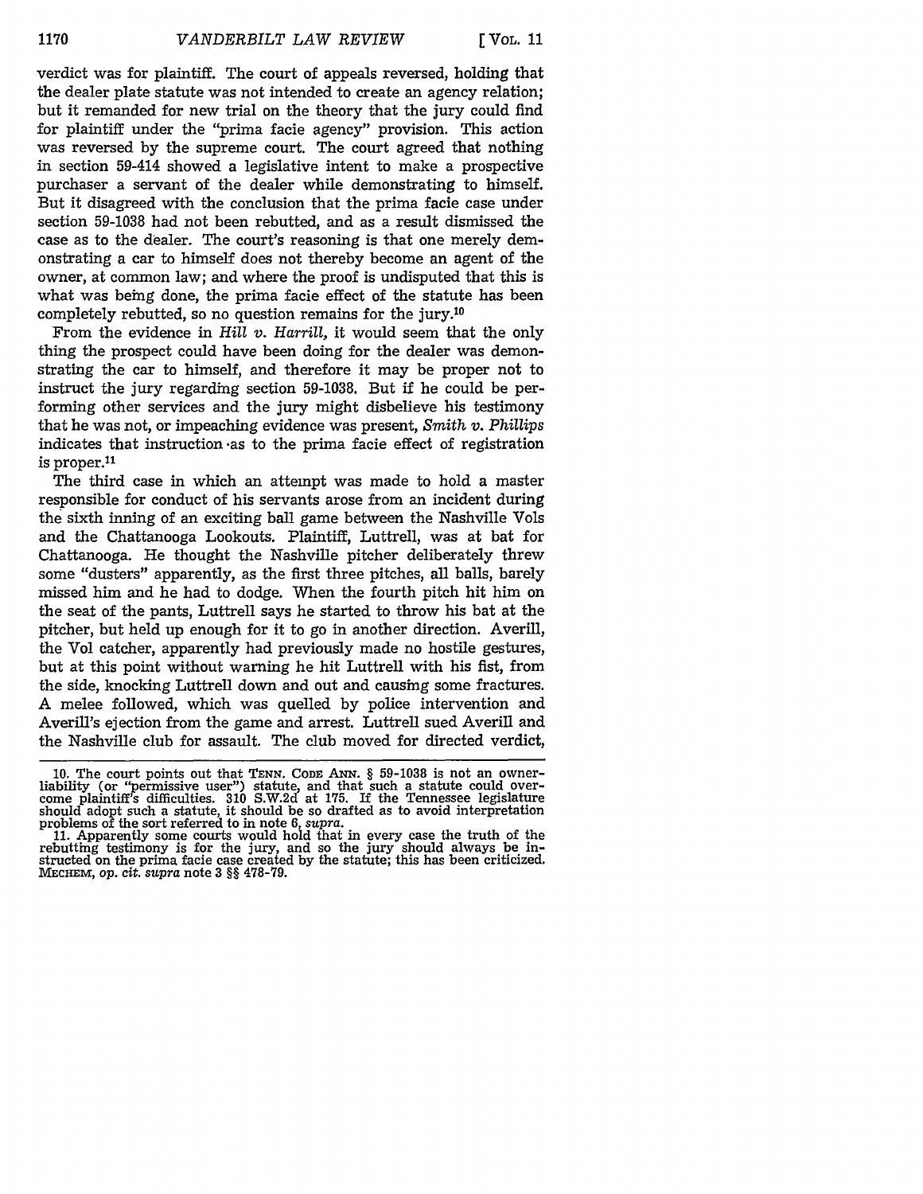verdict was for plaintiff. The court of appeals reversed, holding that the dealer plate statute was not intended to create an agency relation; but it remanded for new trial on the theory that the jury could find for plaintiff under the "prima facie agency" provision. This action was reversed by the supreme court. The court agreed that nothing in section 59-414 showed a legislative intent to make a prospective purchaser a servant of the dealer while demonstrating to himself. But it disagreed with the conclusion that the prima facie case under section 59-1038 had not been rebutted, and as a result dismissed the case as to the dealer. The court's reasoning is that one merely demonstrating a car to himself does not thereby become an agent of the owner, at common law; and where the proof is undisputed that this is what was being done, the prima facie effect of the statute has been completely rebutted, so no question remains for the jury.[10]

From the evidence in *Hill v. Harrill*, it would seem that the only thing the prospect could have been doing for the dealer was demonstrating the car to himself, and therefore it may be proper not to instruct the jury regarding section 59-1038. But if he could be performing other services and the jury might disbelieve his testimony that he was not, or impeaching evidence was present, *Smith v. Phillips* indicates that instruction as to the prima facie effect of registration is proper.[11]

The third case in which an attempt was made to hold a master responsible for conduct of his servants arose from an incident during the sixth inning of an exciting ball game between the Nashville Vols and the Chattanooga Lookouts. Plaintiff, Luttrell, was at bat for Chattanooga. He thought the Nashville pitcher deliberately threw some "dusters" apparently, as the first three pitches, all balls, barely missed him and he had to dodge. When the fourth pitch hit him on the seat of the pants, Luttrell says he started to throw his bat at the pitcher, but held up enough for it to go in another direction. Averill, the Vol catcher, apparently had previously made no hostile gestures, but at this point without warning he hit Luttrell with his fist, from the side, knocking Luttrell down and out and causing some fractures. A melee followed, which was quelled by police intervention and Averill's ejection from the game and arrest. Luttrell sued Averill and the Nashville club for assault. The club moved for directed verdict,

---

10. The court points out that TENN. CODE ANN. § 59-1038 is not an owner-liability (or "permissive user") statute, and that such a statute could overcome plaintiff's difficulties. 310 S.W.2d at 175. If the Tennessee legislature should adopt such a statute, it should be so drafted as to avoid interpretation problems of the sort referred to in note 6, *supra*.

11. Apparently some courts would hold that in every case the truth of the rebutting testimony is for the jury, and so the jury should always be instructed on the prima facie case created by the statute; this has been criticized. MECHEM, *op. cit. supra* note 3 §§ 478-79.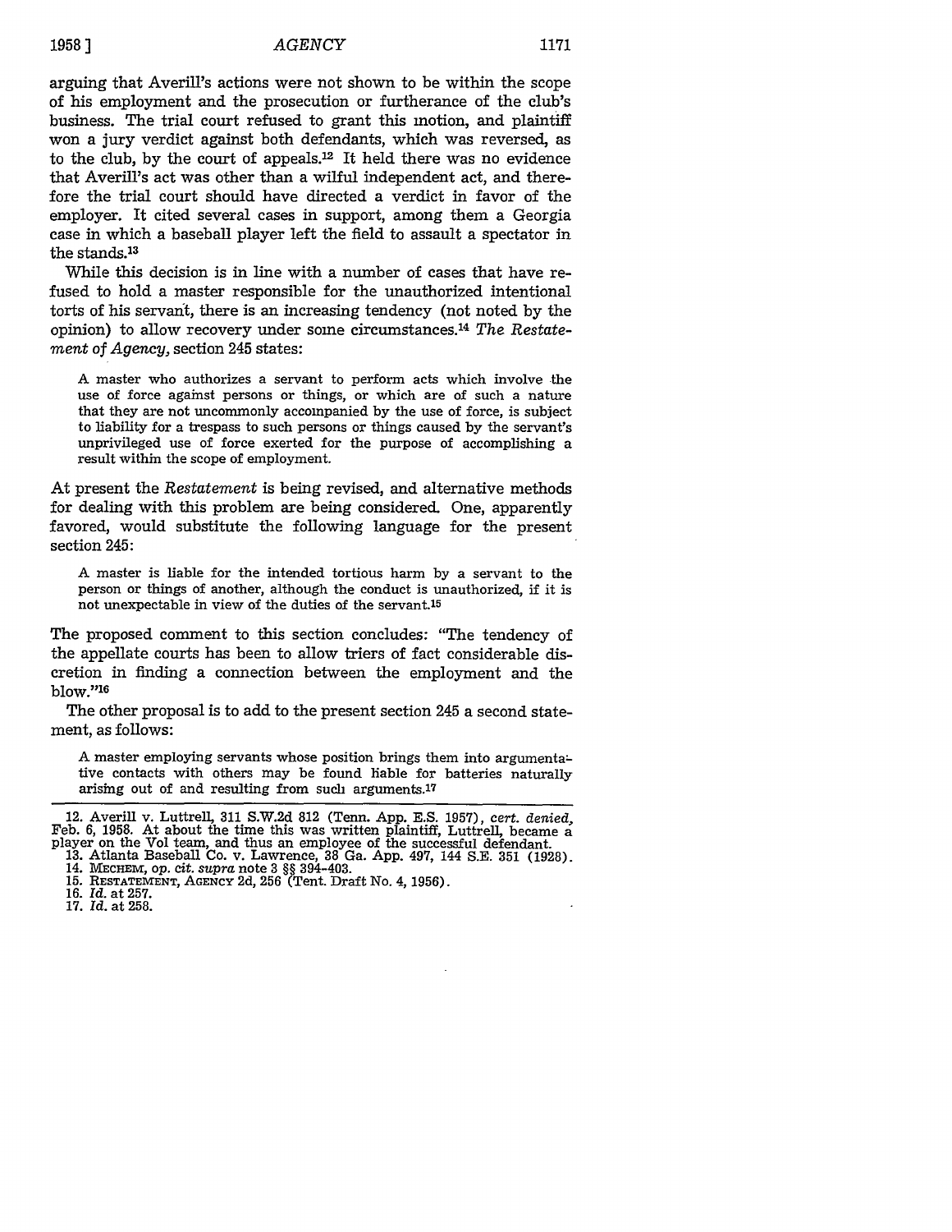arguing that Averill's actions were not shown to be within the scope of his employment and the prosecution or furtherance of the club's business. The trial court refused to grant this motion, and plaintiff won a jury verdict against both defendants, which was reversed, as to the club, by the court of appeals.[12] It held there was no evidence that Averill's act was other than a wilful independent act, and therefore the trial court should have directed a verdict in favor of the employer. It cited several cases in support, among them a Georgia case in which a baseball player left the field to assault a spectator in the stands.[13]

While this decision is in line with a number of cases that have refused to hold a master responsible for the unauthorized intentional torts of his servant, there is an increasing tendency (not noted by the opinion) to allow recovery under some circumstances.[14] *The Restatement of Agency*, section 245 states:

> A master who authorizes a servant to perform acts which involve the use of force against persons or things, or which are of such a nature that they are not uncommonly accompanied by the use of force, is subject to liability for a trespass to such persons or things caused by the servant's unprivileged use of force exerted for the purpose of accomplishing a result within the scope of employment.

At present the *Restatement* is being revised, and alternative methods for dealing with this problem are being considered. One, apparently favored, would substitute the following language for the present section 245:

> A master is liable for the intended tortious harm by a servant to the person or things of another, although the conduct is unauthorized, if it is not unexpectable in view of the duties of the servant.[15]

The proposed comment to this section concludes: "The tendency of the appellate courts has been to allow triers of fact considerable discretion in finding a connection between the employment and the blow."[16]

The other proposal is to add to the present section 245 a second statement, as follows:

> A master employing servants whose position brings them into argumentative contacts with others may be found liable for batteries naturally arising out of and resulting from such arguments.[17]

---

12. Averill v. Luttrell, 311 S.W.2d 812 (Tenn. App. E.S. 1957), *cert. denied*, Feb. 6, 1958. At about the time this was written plaintiff, Luttrell, became a player on the Vol team, and thus an employee of the successful defendant.
13. Atlanta Baseball Co. v. Lawrence, 38 Ga. App. 497, 144 S.E. 351 (1928).
14. MECHEM, *op. cit. supra* note 3 §§ 394-403.
15. RESTATEMENT, AGENCY 2d, 256 (Tent. Draft No. 4, 1956).
16. *Id.* at 257.
17. *Id.* at 258.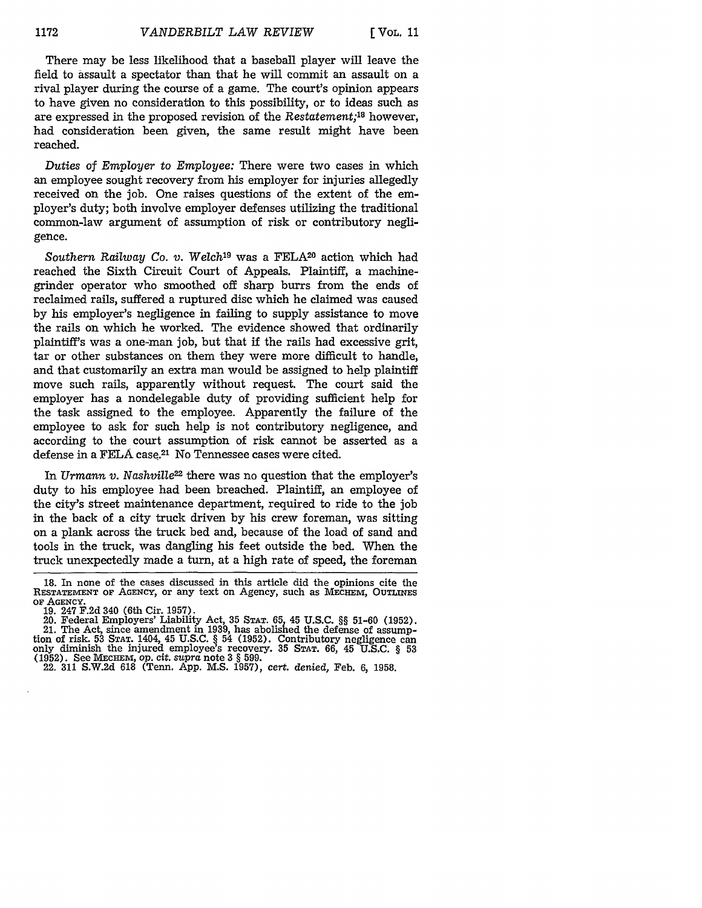There may be less likelihood that a baseball player will leave the field to assault a spectator than that he will commit an assault on a rival player during the course of a game. The court's opinion appears to have given no consideration to this possibility, or to ideas such as are expressed in the proposed revision of the *Restatement*;[18] however, had consideration been given, the same result might have been reached.

*Duties of Employer to Employee:* There were two cases in which an employee sought recovery from his employer for injuries allegedly received on the job. One raises questions of the extent of the employer's duty; both involve employer defenses utilizing the traditional common-law argument of assumption of risk or contributory negligence.

*Southern Railway Co. v. Welch*[19] was a FELA[20] action which had reached the Sixth Circuit Court of Appeals. Plaintiff, a machine-grinder operator who smoothed off sharp burrs from the ends of reclaimed rails, suffered a ruptured disc which he claimed was caused by his employer's negligence in failing to supply assistance to move the rails on which he worked. The evidence showed that ordinarily plaintiff's was a one-man job, but that if the rails had excessive grit, tar or other substances on them they were more difficult to handle, and that customarily an extra man would be assigned to help plaintiff move such rails, apparently without request. The court said the employer has a nondelegable duty of providing sufficient help for the task assigned to the employee. Apparently the failure of the employee to ask for such help is not contributory negligence, and according to the court assumption of risk cannot be asserted as a defense in a FELA case.[21] No Tennessee cases were cited.

In *Urmann v. Nashville*[22] there was no question that the employer's duty to his employee had been breached. Plaintiff, an employee of the city's street maintenance department, required to ride to the job in the back of a city truck driven by his crew foreman, was sitting on a plank across the truck bed and, because of the load of sand and tools in the truck, was dangling his feet outside the bed. When the truck unexpectedly made a turn, at a high rate of speed, the foreman

---

18. In none of the cases discussed in this article did the opinions cite the RESTATEMENT OF AGENCY, or any text on Agency, such as MECHEM, OUTLINES OF AGENCY.

19. 247 F.2d 340 (6th Cir. 1957).

20. Federal Employers' Liability Act, 35 STAT. 65, 45 U.S.C. §§ 51-60 (1952).

21. The Act, since amendment in 1939, has abolished the defense of assumption of risk. 53 STAT. 1404, 45 U.S.C. § 54 (1952). Contributory negligence can only diminish the injured employee's recovery. 35 STAT. 66, 45 U.S.C. § 53 (1952). See MECHEM, *op. cit. supra* note 3 § 599.

22. 311 S.W.2d 618 (Tenn. App. M.S. 1957), *cert. denied*, Feb. 6, 1958.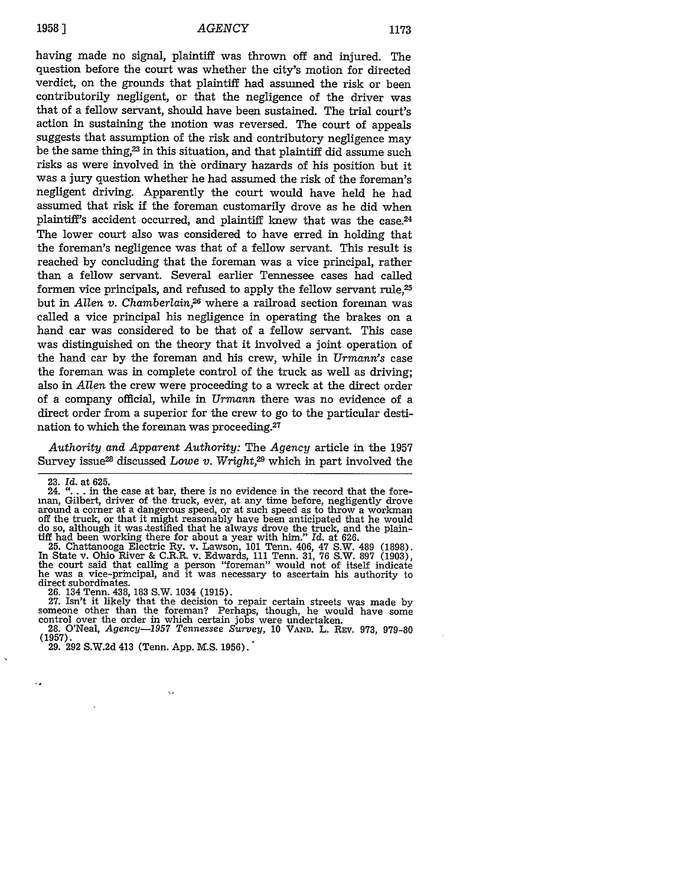having made no signal, plaintiff was thrown off and injured. The question before the court was whether the city's motion for directed verdict, on the grounds that plaintiff had assumed the risk or been contributorily negligent, or that the negligence of the driver was that of a fellow servant, should have been sustained. The trial court's action in sustaining the motion was reversed. The court of appeals suggests that assumption of the risk and contributory negligence may be the same thing,[23] in this situation, and that plaintiff did assume such risks as were involved in the ordinary hazards of his position but it was a jury question whether he had assumed the risk of the foreman's negligent driving. Apparently the court would have held he had assumed that risk if the foreman customarily drove as he did when plaintiff's accident occurred, and plaintiff knew that was the case.[24] The lower court also was considered to have erred in holding that the foreman's negligence was that of a fellow servant. This result is reached by concluding that the foreman was a vice principal, rather than a fellow servant. Several earlier Tennessee cases had called formen vice principals, and refused to apply the fellow servant rule,[25] but in *Allen v. Chamberlain*,[26] where a railroad section foreman was called a vice principal his negligence in operating the brakes on a hand car was considered to be that of a fellow servant. This case was distinguished on the theory that it involved a joint operation of the hand car by the foreman and his crew, while in *Urmann's* case the foreman was in complete control of the truck as well as driving; also in *Allen* the crew were proceeding to a wreck at the direct order of a company official, while in *Urmann* there was no evidence of a direct order from a superior for the crew to go to the particular destination to which the foreman was proceeding.[27]

*Authority and Apparent Authority:* The *Agency* article in the 1957 Survey issue[28] discussed *Lowe v. Wright*,[29] which in part involved the

---

23. *Id.* at 625.

24. ". . . in the case at bar, there is no evidence in the record that the foreman, Gilbert, driver of the truck, ever, at any time before, negligently drove around a corner at a dangerous speed, or at such speed as to throw a workman off the truck, or that it might reasonably have been anticipated that he would do so, although it was testified that he always drove the truck, and the plaintiff had been working there for about a year with him." *Id.* at 626.

25. Chattanooga Electric Ry. v. Lawson, 101 Tenn. 406, 47 S.W. 489 (1898). In State v. Ohio River & C.R.R. v. Edwards, 111 Tenn. 31, 76 S.W. 897 (1903), the court said that calling a person "foreman" would not of itself indicate he was a vice-principal, and it was necessary to ascertain his authority to direct subordinates.

26. 134 Tenn. 438, 183 S.W. 1034 (1915).

27. Isn't it likely that the decision to repair certain streets was made by someone other than the foreman? Perhaps, though, he would have some control over the order in which certain jobs were undertaken.

28. O'Neal, *Agency—1957 Tennessee Survey*, 10 VAND. L. REV. 973, 979-80 (1957).

29. 292 S.W.2d 413 (Tenn. App. M.S. 1956).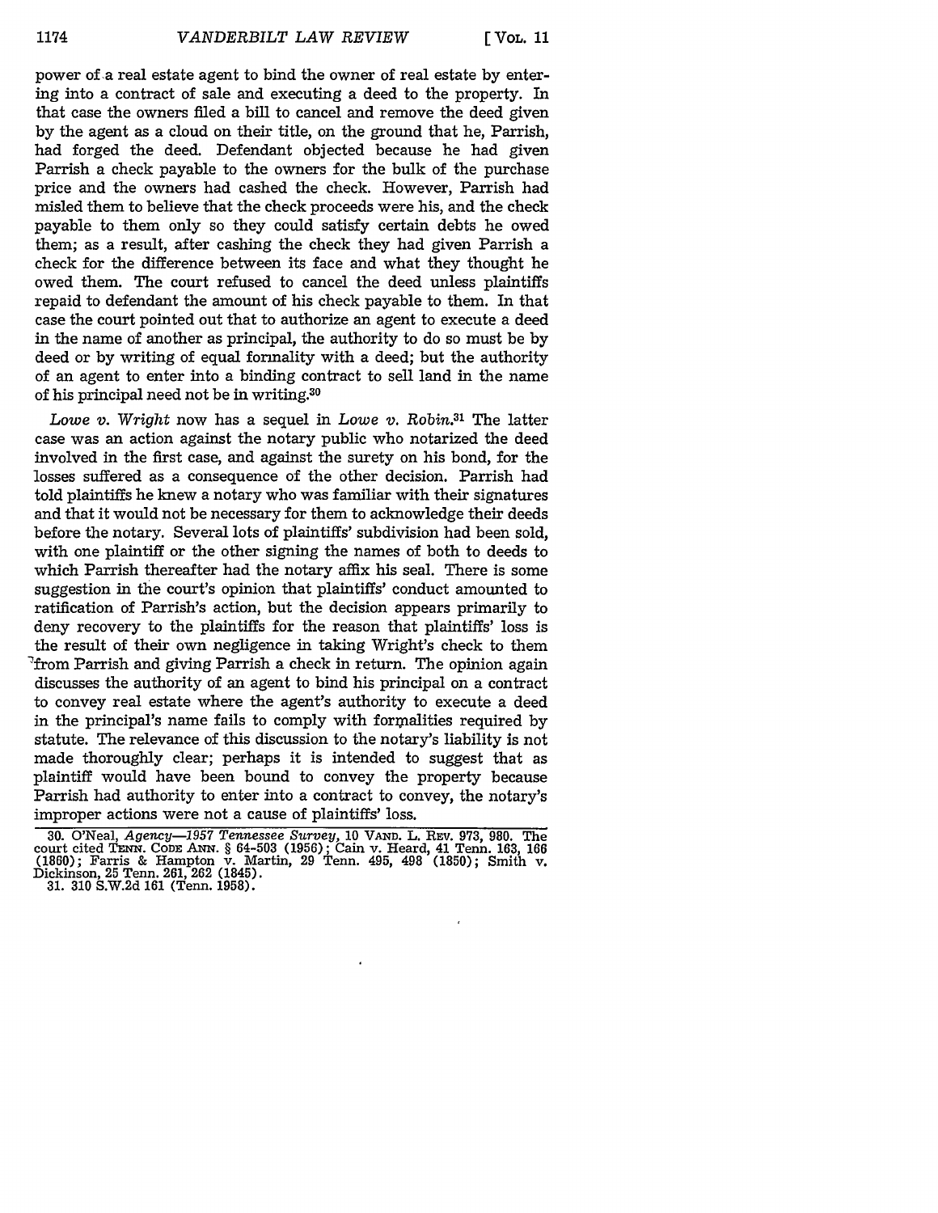power of a real estate agent to bind the owner of real estate by entering into a contract of sale and executing a deed to the property. In that case the owners filed a bill to cancel and remove the deed given by the agent as a cloud on their title, on the ground that he, Parrish, had forged the deed. Defendant objected because he had given Parrish a check payable to the owners for the bulk of the purchase price and the owners had cashed the check. However, Parrish had misled them to believe that the check proceeds were his, and the check payable to them only so they could satisfy certain debts he owed them; as a result, after cashing the check they had given Parrish a check for the difference between its face and what they thought he owed them. The court refused to cancel the deed unless plaintiffs repaid to defendant the amount of his check payable to them. In that case the court pointed out that to authorize an agent to execute a deed in the name of another as principal, the authority to do so must be by deed or by writing of equal formality with a deed; but the authority of an agent to enter into a binding contract to sell land in the name of his principal need not be in writing.[30]

*Lowe v. Wright* now has a sequel in *Lowe v. Robin*.[31] The latter case was an action against the notary public who notarized the deed involved in the first case, and against the surety on his bond, for the losses suffered as a consequence of the other decision. Parrish had told plaintiffs he knew a notary who was familiar with their signatures and that it would not be necessary for them to acknowledge their deeds before the notary. Several lots of plaintiffs' subdivision had been sold, with one plaintiff or the other signing the names of both to deeds to which Parrish thereafter had the notary affix his seal. There is some suggestion in the court's opinion that plaintiffs' conduct amounted to ratification of Parrish's action, but the decision appears primarily to deny recovery to the plaintiffs for the reason that plaintiffs' loss is the result of their own negligence in taking Wright's check to them from Parrish and giving Parrish a check in return. The opinion again discusses the authority of an agent to bind his principal on a contract to convey real estate where the agent's authority to execute a deed in the principal's name fails to comply with formalities required by statute. The relevance of this discussion to the notary's liability is not made thoroughly clear; perhaps it is intended to suggest that as plaintiff would have been bound to convey the property because Parrish had authority to enter into a contract to convey, the notary's improper actions were not a cause of plaintiffs' loss.

30. O'Neal, *Agency—1957 Tennessee Survey*, 10 VAND. L. REV. 973, 980. The court cited TENN. CODE ANN. § 64-503 (1956); Cain v. Heard, 41 Tenn. 163, 166 (1860); Farris & Hampton v. Martin, 29 Tenn. 495, 498 (1850); Smith v. Dickinson, 25 Tenn. 261, 262 (1845).

31. 310 S.W.2d 161 (Tenn. 1958).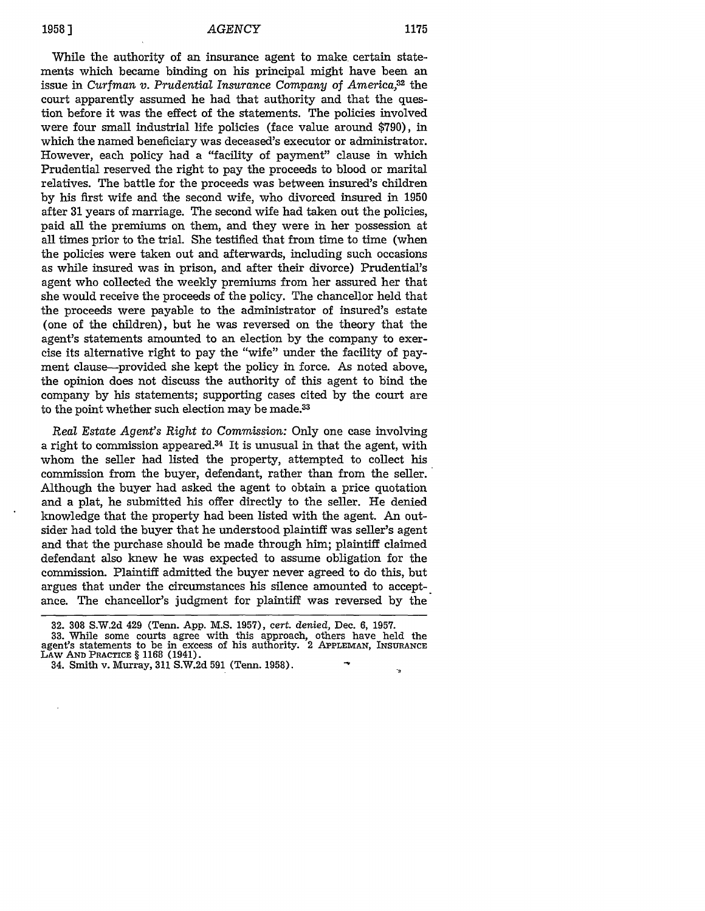While the authority of an insurance agent to make certain statements which became binding on his principal might have been an issue in *Curfman v. Prudential Insurance Company of America*,[32] the court apparently assumed he had that authority and that the question before it was the effect of the statements. The policies involved were four small industrial life policies (face value around $790), in which the named beneficiary was deceased's executor or administrator. However, each policy had a "facility of payment" clause in which Prudential reserved the right to pay the proceeds to blood or marital relatives. The battle for the proceeds was between insured's children by his first wife and the second wife, who divorced insured in 1950 after 31 years of marriage. The second wife had taken out the policies, paid all the premiums on them, and they were in her possession at all times prior to the trial. She testified that from time to time (when the policies were taken out and afterwards, including such occasions as while insured was in prison, and after their divorce) Prudential's agent who collected the weekly premiums from her assured her that she would receive the proceeds of the policy. The chancellor held that the proceeds were payable to the administrator of insured's estate (one of the children), but he was reversed on the theory that the agent's statements amounted to an election by the company to exercise its alternative right to pay the "wife" under the facility of payment clause—provided she kept the policy in force. As noted above, the opinion does not discuss the authority of this agent to bind the company by his statements; supporting cases cited by the court are to the point whether such election may be made.[33]

*Real Estate Agent's Right to Commission:* Only one case involving a right to commission appeared.[34] It is unusual in that the agent, with whom the seller had listed the property, attempted to collect his commission from the buyer, defendant, rather than from the seller. Although the buyer had asked the agent to obtain a price quotation and a plat, he submitted his offer directly to the seller. He denied knowledge that the property had been listed with the agent. An outsider had told the buyer that he understood plaintiff was seller's agent and that the purchase should be made through him; plaintiff claimed defendant also knew he was expected to assume obligation for the commission. Plaintiff admitted the buyer never agreed to do this, but argues that under the circumstances his silence amounted to acceptance. The chancellor's judgment for plaintiff was reversed by the

---

32. 308 S.W.2d 429 (Tenn. App. M.S. 1957), *cert. denied*, Dec. 6, 1957.

33. While some courts agree with this approach, others have held the agent's statements to be in excess of his authority. 2 APPLEMAN, INSURANCE LAW AND PRACTICE § 1168 (1941).

34. Smith v. Murray, 311 S.W.2d 591 (Tenn. 1958).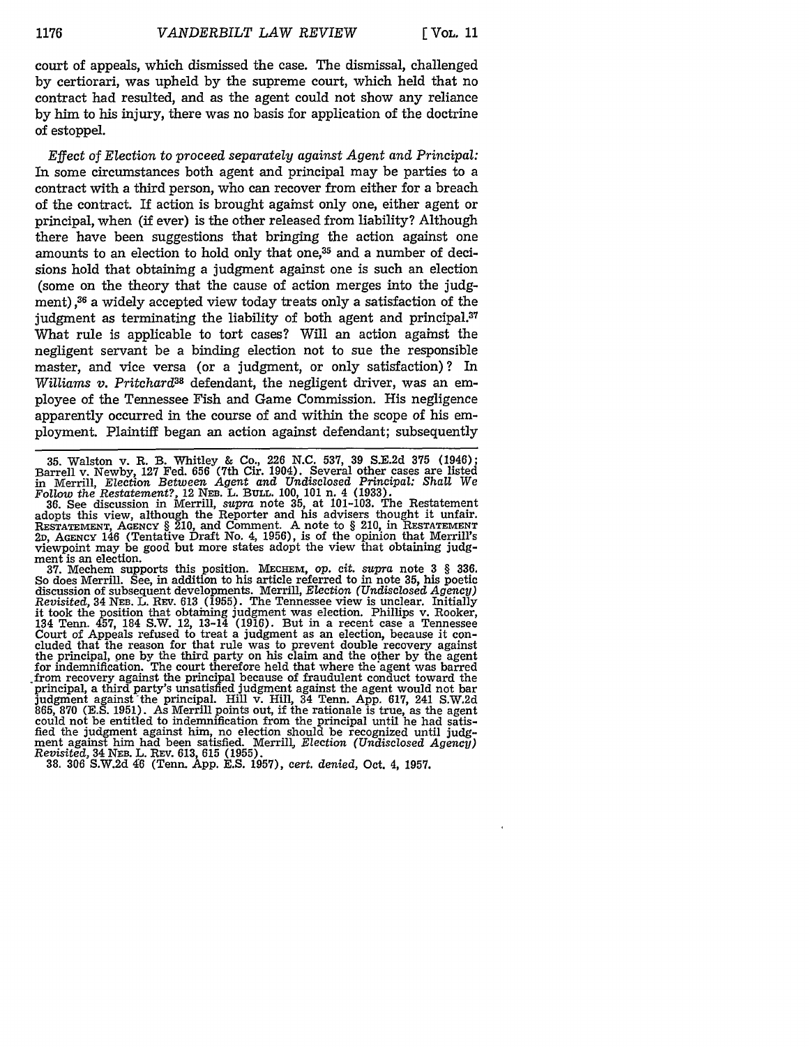court of appeals, which dismissed the case. The dismissal, challenged by certiorari, was upheld by the supreme court, which held that no contract had resulted, and as the agent could not show any reliance by him to his injury, there was no basis for application of the doctrine of estoppel.

*Effect of Election to proceed separately against Agent and Principal:* In some circumstances both agent and principal may be parties to a contract with a third person, who can recover from either for a breach of the contract. If action is brought against only one, either agent or principal, when (if ever) is the other released from liability? Although there have been suggestions that bringing the action against one amounts to an election to hold only that one,[35] and a number of decisions hold that obtaining a judgment against one is such an election (some on the theory that the cause of action merges into the judgment),[36] a widely accepted view today treats only a satisfaction of the judgment as terminating the liability of both agent and principal.[37] What rule is applicable to tort cases? Will an action against the negligent servant be a binding election not to sue the responsible master, and vice versa (or a judgment, or only satisfaction)? In *Williams v. Pritchard*[38] defendant, the negligent driver, was an employee of the Tennessee Fish and Game Commission. His negligence apparently occurred in the course of and within the scope of his employment. Plaintiff began an action against defendant; subsequently

35. Walston v. R. B. Whitley & Co., 226 N.C. 537, 39 S.E.2d 375 (1946); Barrell v. Newby, 127 Fed. 656 (7th Cir. 1904). Several other cases are listed in Merrill, *Election Between Agent and Undisclosed Principal: Shall We Follow the Restatement?*, 12 NEB. L. BULL. 100, 101 n. 4 (1933).

36. See discussion in Merrill, *supra* note 35, at 101-103. The Restatement adopts this view, although the Reporter and his advisers thought it unfair. RESTATEMENT, AGENCY § 210, and Comment. A note to § 210, in RESTATEMENT 2D, AGENCY 146 (Tentative Draft No. 4, 1956), is of the opinion that Merrill's viewpoint may be good but more states adopt the view that obtaining judgment is an election.

37. Mechem supports this position. MECHEM, *op. cit. supra* note 3 § 336. So does Merrill. See, in addition to his article referred to in note 35, his poetic discussion of subsequent developments. Merrill, *Election (Undisclosed Agency) Revisited*, 34 NEB. L. REV. 613 (1955). The Tennessee view is unclear. Initially it took the position that obtaining judgment was election. Phillips v. Rooker, 134 Tenn. 457, 184 S.W. 12, 13-14 (1916). But in a recent case a Tennessee Court of Appeals refused to treat a judgment as an election, because it concluded that the reason for that rule was to prevent double recovery against the principal, one by the third party on his claim and the other by the agent for indemnification. The court therefore held that where the agent was barred from recovery against the principal because of fraudulent conduct toward the principal, a third party's unsatisfied judgment against the agent would not bar judgment against the principal. Hill v. Hill, 34 Tenn. App. 617, 241 S.W.2d 865, 870 (E.S. 1951). As Merrill points out, if the rationale is true, as the agent could not be entitled to indemnification from the principal until he had satisfied the judgment against him, no election should be recognized until judgment against him had been satisfied. Merrill, *Election (Undisclosed Agency) Revisited*, 34 NEB. L. REV. 613, 615 (1955).

38. 306 S.W.2d 46 (Tenn. App. E.S. 1957), *cert. denied*, Oct. 4, 1957.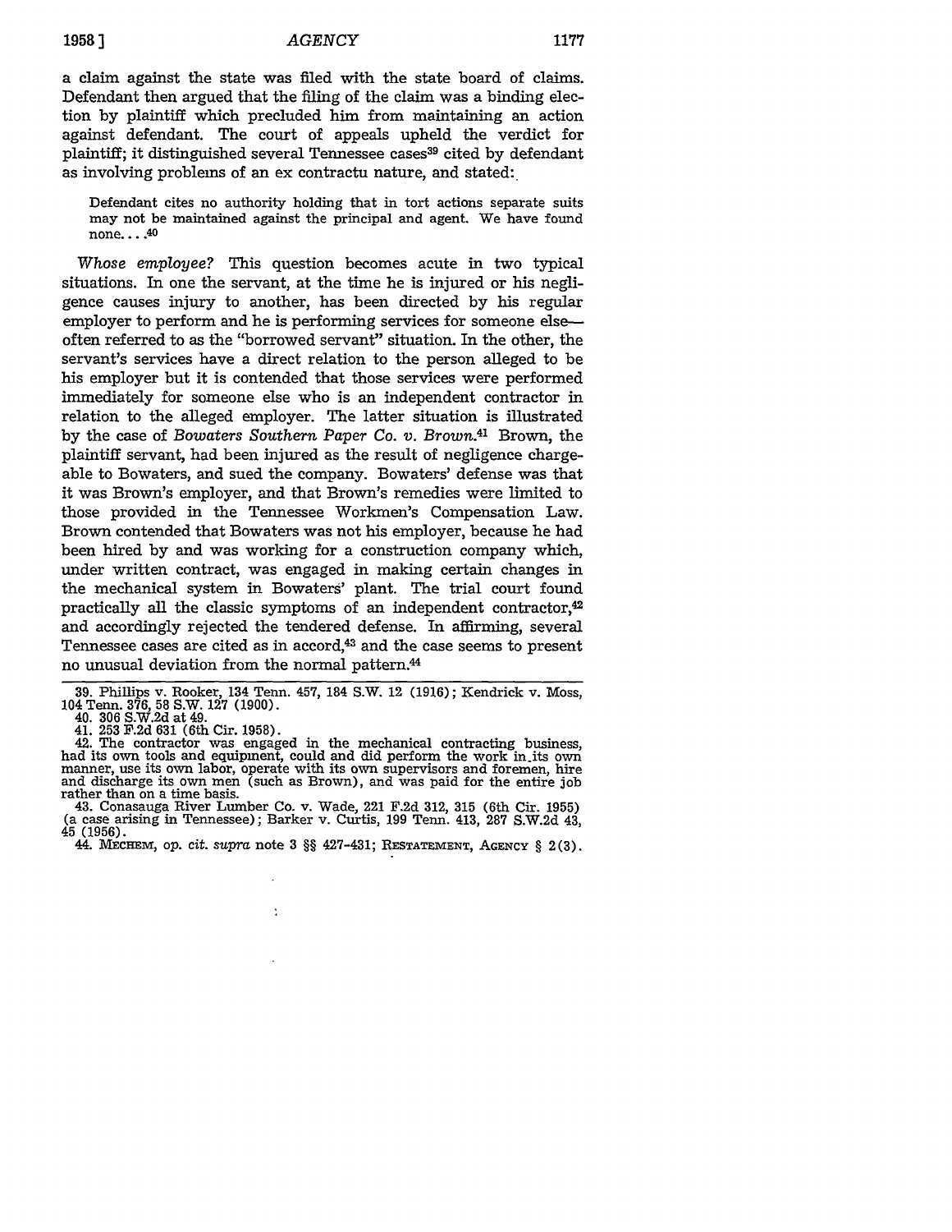a claim against the state was filed with the state board of claims. Defendant then argued that the filing of the claim was a binding election by plaintiff which precluded him from maintaining an action against defendant. The court of appeals upheld the verdict for plaintiff; it distinguished several Tennessee cases[39] cited by defendant as involving problems of an ex contractu nature, and stated:

> Defendant cites no authority holding that in tort actions separate suits may not be maintained against the principal and agent. We have found none. . . .[40]

*Whose employee?* This question becomes acute in two typical situations. In one the servant, at the time he is injured or his negligence causes injury to another, has been directed by his regular employer to perform and he is performing services for someone else—often referred to as the "borrowed servant" situation. In the other, the servant's services have a direct relation to the person alleged to be his employer but it is contended that those services were performed immediately for someone else who is an independent contractor in relation to the alleged employer. The latter situation is illustrated by the case of *Bowaters Southern Paper Co. v. Brown.*[41] Brown, the plaintiff servant, had been injured as the result of negligence chargeable to Bowaters, and sued the company. Bowaters' defense was that it was Brown's employer, and that Brown's remedies were limited to those provided in the Tennessee Workmen's Compensation Law. Brown contended that Bowaters was not his employer, because he had been hired by and was working for a construction company which, under written contract, was engaged in making certain changes in the mechanical system in Bowaters' plant. The trial court found practically all the classic symptoms of an independent contractor,[42] and accordingly rejected the tendered defense. In affirming, several Tennessee cases are cited as in accord,[43] and the case seems to present no unusual deviation from the normal pattern.[44]

---

39. Phillips v. Rooker, 134 Tenn. 457, 184 S.W. 12 (1916); Kendrick v. Moss, 104 Tenn. 376, 58 S.W. 127 (1900).

40. 306 S.W.2d at 49.

41. 253 F.2d 631 (6th Cir. 1958).

42. The contractor was engaged in the mechanical contracting business, had its own tools and equipment, could and did perform the work in its own manner, use its own labor, operate with its own supervisors and foremen, hire and discharge its own men (such as Brown), and was paid for the entire job rather than on a time basis.

43. Conasauga River Lumber Co. v. Wade, 221 F.2d 312, 315 (6th Cir. 1955) (a case arising in Tennessee); Barker v. Curtis, 199 Tenn. 413, 287 S.W.2d 43, 45 (1956).

44. MECHEM, op. cit. *supra* note 3 §§ 427-431; RESTATEMENT, AGENCY § 2(3).